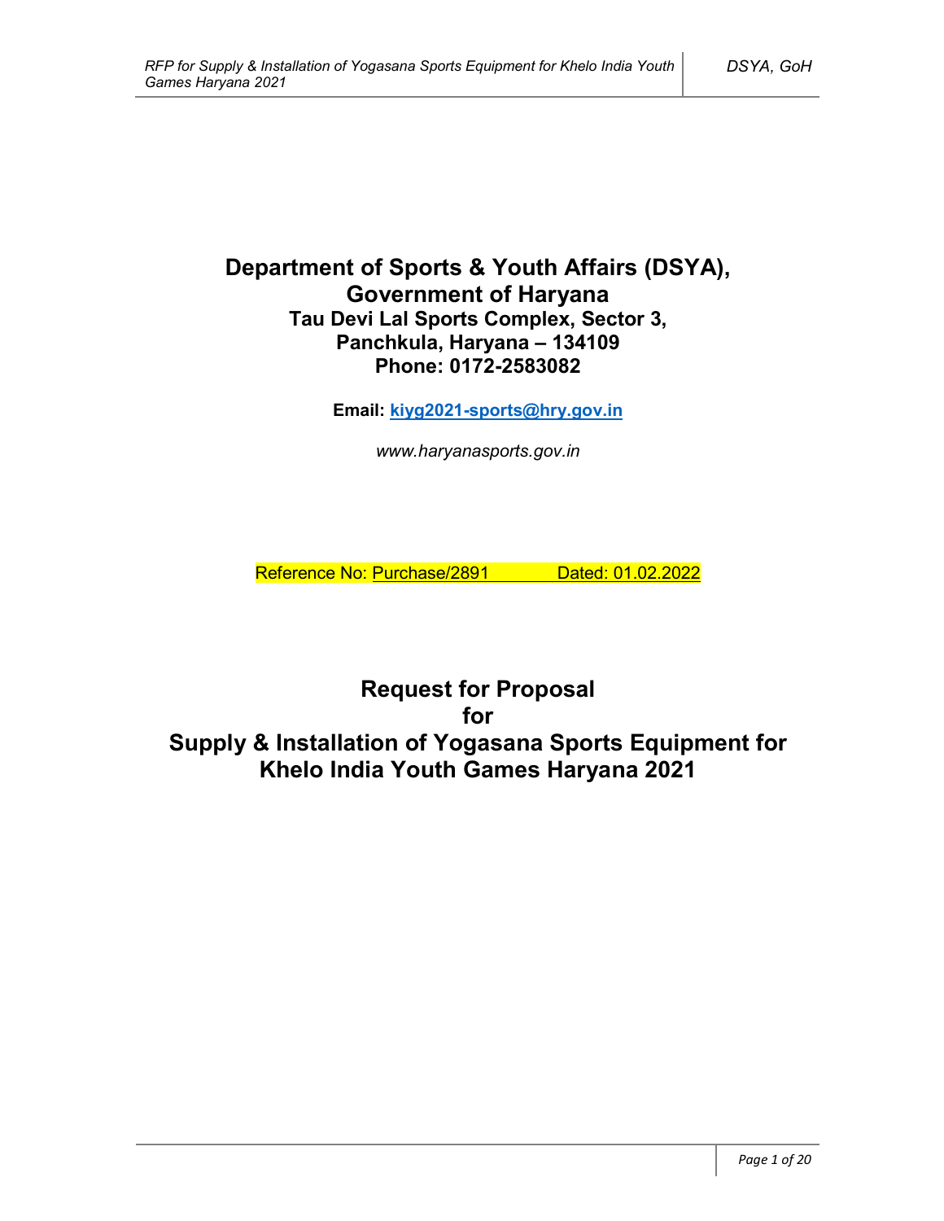# Department of Sports & Youth Affairs (DSYA), Government of Haryana

**Tau Devi Lal Sports Complex, Sector 3,**
**Panchkula, Haryana – 134109**
**Phone: 0172-2583082**

**Email: kiyg2021-sports@hry.gov.in**

*www.haryanasports.gov.in*

Reference No: Purchase/2891 Dated: 01.02.2022

# Request for Proposal for Supply & Installation of Yogasana Sports Equipment for Khelo India Youth Games Haryana 2021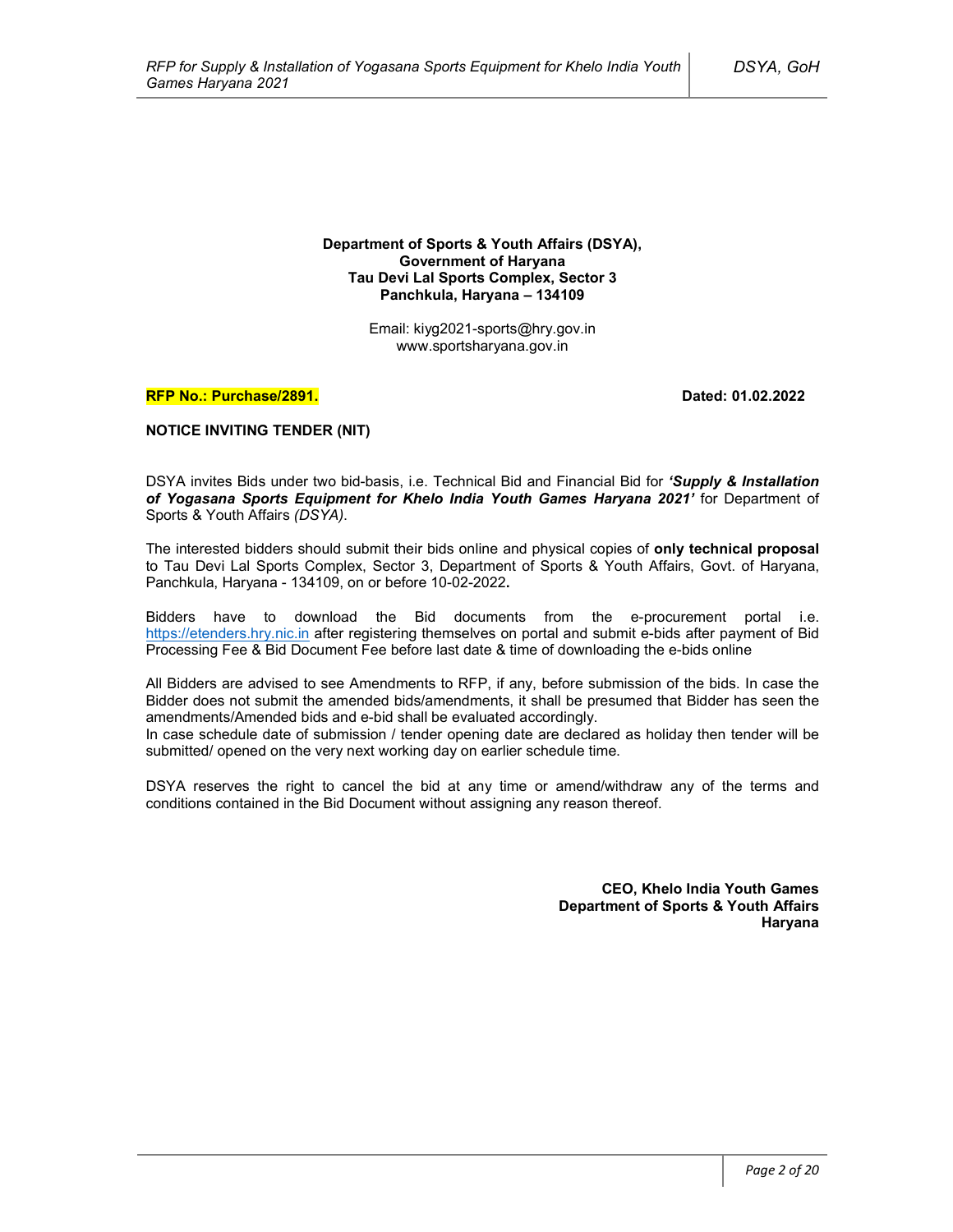**Department of Sports & Youth Affairs (DSYA),**
**Government of Haryana**
**Tau Devi Lal Sports Complex, Sector 3**
**Panchkula, Haryana – 134109**

Email: kiyg2021-sports@hry.gov.in
www.sportsharyana.gov.in

**RFP No.: Purchase/2891.** **Dated: 01.02.2022**

**NOTICE INVITING TENDER (NIT)**

DSYA invites Bids under two bid-basis, i.e. Technical Bid and Financial Bid for ***'Supply & Installation of Yogasana Sports Equipment for Khelo India Youth Games Haryana 2021'*** for Department of Sports & Youth Affairs *(DSYA)*.

The interested bidders should submit their bids online and physical copies of **only technical proposal** to Tau Devi Lal Sports Complex, Sector 3, Department of Sports & Youth Affairs, Govt. of Haryana, Panchkula, Haryana - 134109, on or before 10-02-2022**.**

Bidders have to download the Bid documents from the e-procurement portal i.e. https://etenders.hry.nic.in after registering themselves on portal and submit e-bids after payment of Bid Processing Fee & Bid Document Fee before last date & time of downloading the e-bids online

All Bidders are advised to see Amendments to RFP, if any, before submission of the bids. In case the Bidder does not submit the amended bids/amendments, it shall be presumed that Bidder has seen the amendments/Amended bids and e-bid shall be evaluated accordingly.
In case schedule date of submission / tender opening date are declared as holiday then tender will be submitted/ opened on the very next working day on earlier schedule time.

DSYA reserves the right to cancel the bid at any time or amend/withdraw any of the terms and conditions contained in the Bid Document without assigning any reason thereof.

**CEO, Khelo India Youth Games**
**Department of Sports & Youth Affairs**
**Haryana**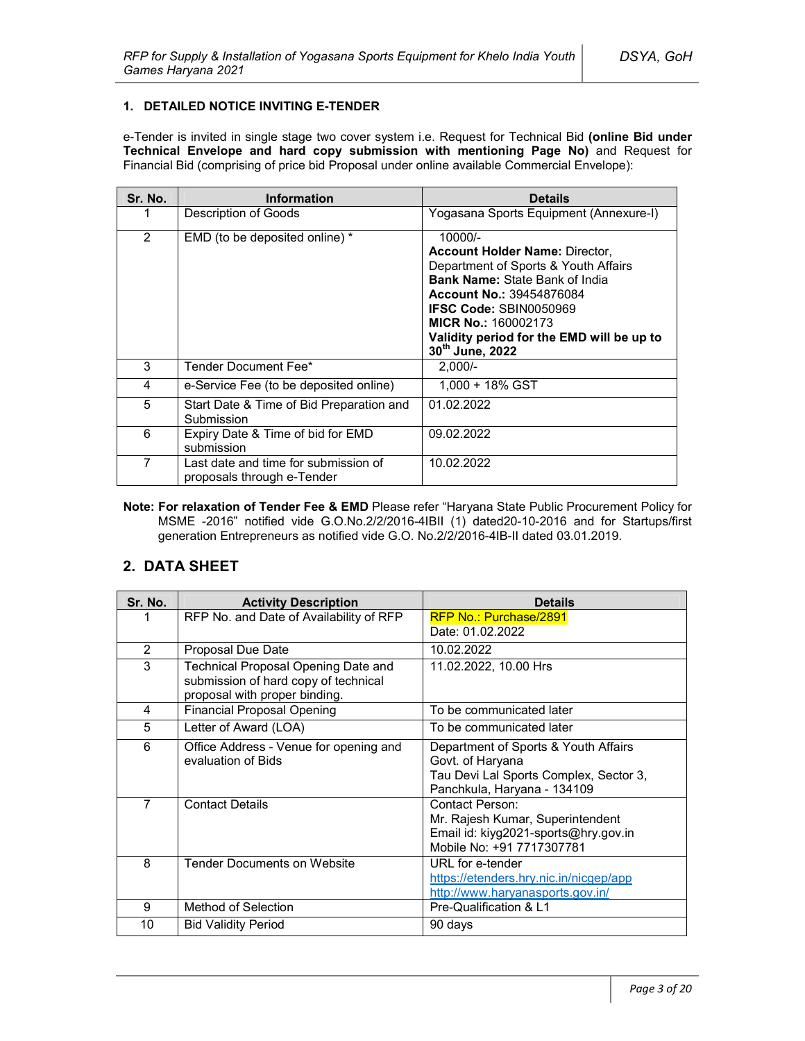## 1. DETAILED NOTICE INVITING E-TENDER

e-Tender is invited in single stage two cover system i.e. Request for Technical Bid **(online Bid under Technical Envelope and hard copy submission with mentioning Page No)** and Request for Financial Bid (comprising of price bid Proposal under online available Commercial Envelope):

| Sr. No. | Information | Details |
|---|---|---|
| 1 | Description of Goods | Yogasana Sports Equipment (Annexure-I) |
| 2 | EMD (to be deposited online) * | 10000/-<br>**Account Holder Name:** Director, Department of Sports & Youth Affairs<br>**Bank Name:** State Bank of India<br>**Account No.:** 39454876084<br>**IFSC Code:** SBIN0050969<br>**MICR No.:** 160002173<br>**Validity period for the EMD will be up to 30th June, 2022** |
| 3 | Tender Document Fee* | 2,000/- |
| 4 | e-Service Fee (to be deposited online) | 1,000 + 18% GST |
| 5 | Start Date & Time of Bid Preparation and Submission | 01.02.2022 |
| 6 | Expiry Date & Time of bid for EMD submission | 09.02.2022 |
| 7 | Last date and time for submission of proposals through e-Tender | 10.02.2022 |

**Note: For relaxation of Tender Fee & EMD** Please refer "Haryana State Public Procurement Policy for MSME -2016" notified vide G.O.No.2/2/2016-4IBII (1) dated20-10-2016 and for Startups/first generation Entrepreneurs as notified vide G.O. No.2/2/2016-4IB-II dated 03.01.2019.

## 2. DATA SHEET

| Sr. No. | Activity Description | Details |
|---|---|---|
| 1 | RFP No. and Date of Availability of RFP | RFP No.: Purchase/2891<br>Date: 01.02.2022 |
| 2 | Proposal Due Date | 10.02.2022 |
| 3 | Technical Proposal Opening Date and submission of hard copy of technical proposal with proper binding. | 11.02.2022, 10.00 Hrs |
| 4 | Financial Proposal Opening | To be communicated later |
| 5 | Letter of Award (LOA) | To be communicated later |
| 6 | Office Address - Venue for opening and evaluation of Bids | Department of Sports & Youth Affairs Govt. of Haryana<br>Tau Devi Lal Sports Complex, Sector 3, Panchkula, Haryana - 134109 |
| 7 | Contact Details | Contact Person:<br>Mr. Rajesh Kumar, Superintendent<br>Email id: kiyg2021-sports@hry.gov.in<br>Mobile No: +91 7717307781 |
| 8 | Tender Documents on Website | URL for e-tender<br>https://etenders.hry.nic.in/nicgep/app<br>http://www.haryanasports.gov.in/ |
| 9 | Method of Selection | Pre-Qualification & L1 |
| 10 | Bid Validity Period | 90 days |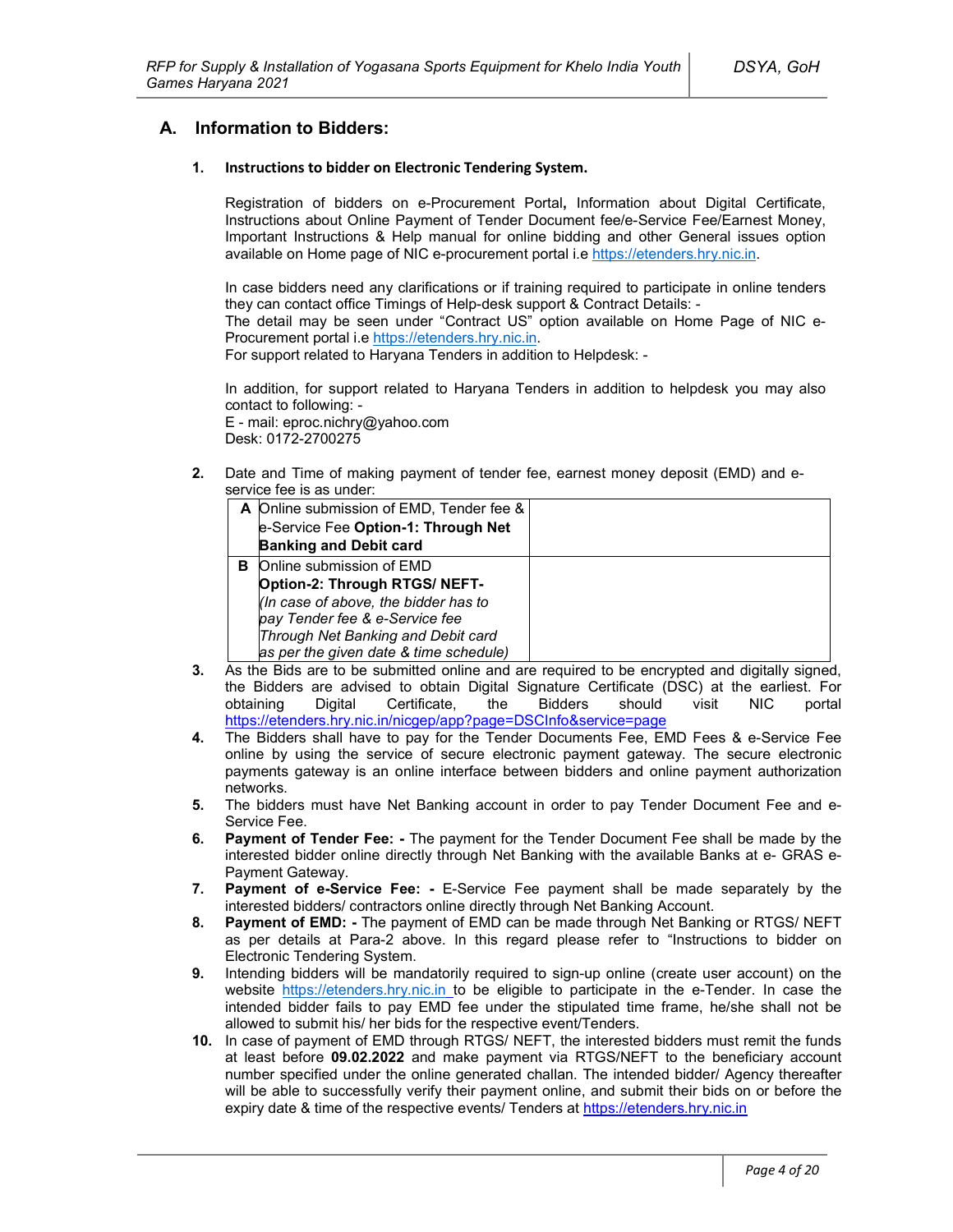## A. Information to Bidders:

### 1. Instructions to bidder on Electronic Tendering System.

Registration of bidders on e-Procurement Portal**,** Information about Digital Certificate, Instructions about Online Payment of Tender Document fee/e-Service Fee/Earnest Money, Important Instructions & Help manual for online bidding and other General issues option available on Home page of NIC e-procurement portal i.e https://etenders.hry.nic.in.

In case bidders need any clarifications or if training required to participate in online tenders they can contact office Timings of Help-desk support & Contract Details: -
The detail may be seen under "Contract US" option available on Home Page of NIC e-Procurement portal i.e https://etenders.hry.nic.in.
For support related to Haryana Tenders in addition to Helpdesk: -

In addition, for support related to Haryana Tenders in addition to helpdesk you may also contact to following: -
E - mail: eproc.nichry@yahoo.com
Desk: 0172-2700275

2. Date and Time of making payment of tender fee, earnest money deposit (EMD) and e-service fee is as under:

| | | |
|---|---|---|
| **A** | Online submission of EMD, Tender fee & e-Service Fee **Option-1: Through Net Banking and Debit card** | |
| **B** | Online submission of EMD **Option-2: Through RTGS/ NEFT-** *(In case of above, the bidder has to pay Tender fee & e-Service fee Through Net Banking and Debit card as per the given date & time schedule)* | |

3. As the Bids are to be submitted online and are required to be encrypted and digitally signed, the Bidders are advised to obtain Digital Signature Certificate (DSC) at the earliest. For obtaining Digital Certificate, the Bidders should visit NIC portal https://etenders.hry.nic.in/nicgep/app?page=DSCInfo&service=page
4. The Bidders shall have to pay for the Tender Documents Fee, EMD Fees & e-Service Fee online by using the service of secure electronic payment gateway. The secure electronic payments gateway is an online interface between bidders and online payment authorization networks.
5. The bidders must have Net Banking account in order to pay Tender Document Fee and e-Service Fee.
6. **Payment of Tender Fee: -** The payment for the Tender Document Fee shall be made by the interested bidder online directly through Net Banking with the available Banks at e- GRAS e-Payment Gateway.
7. **Payment of e-Service Fee: -** E-Service Fee payment shall be made separately by the interested bidders/ contractors online directly through Net Banking Account.
8. **Payment of EMD: -** The payment of EMD can be made through Net Banking or RTGS/ NEFT as per details at Para-2 above. In this regard please refer to "Instructions to bidder on Electronic Tendering System.
9. Intending bidders will be mandatorily required to sign-up online (create user account) on the website https://etenders.hry.nic.in to be eligible to participate in the e-Tender. In case the intended bidder fails to pay EMD fee under the stipulated time frame, he/she shall not be allowed to submit his/ her bids for the respective event/Tenders.
10. In case of payment of EMD through RTGS/ NEFT, the interested bidders must remit the funds at least before **09.02.2022** and make payment via RTGS/NEFT to the beneficiary account number specified under the online generated challan. The intended bidder/ Agency thereafter will be able to successfully verify their payment online, and submit their bids on or before the expiry date & time of the respective events/ Tenders at https://etenders.hry.nic.in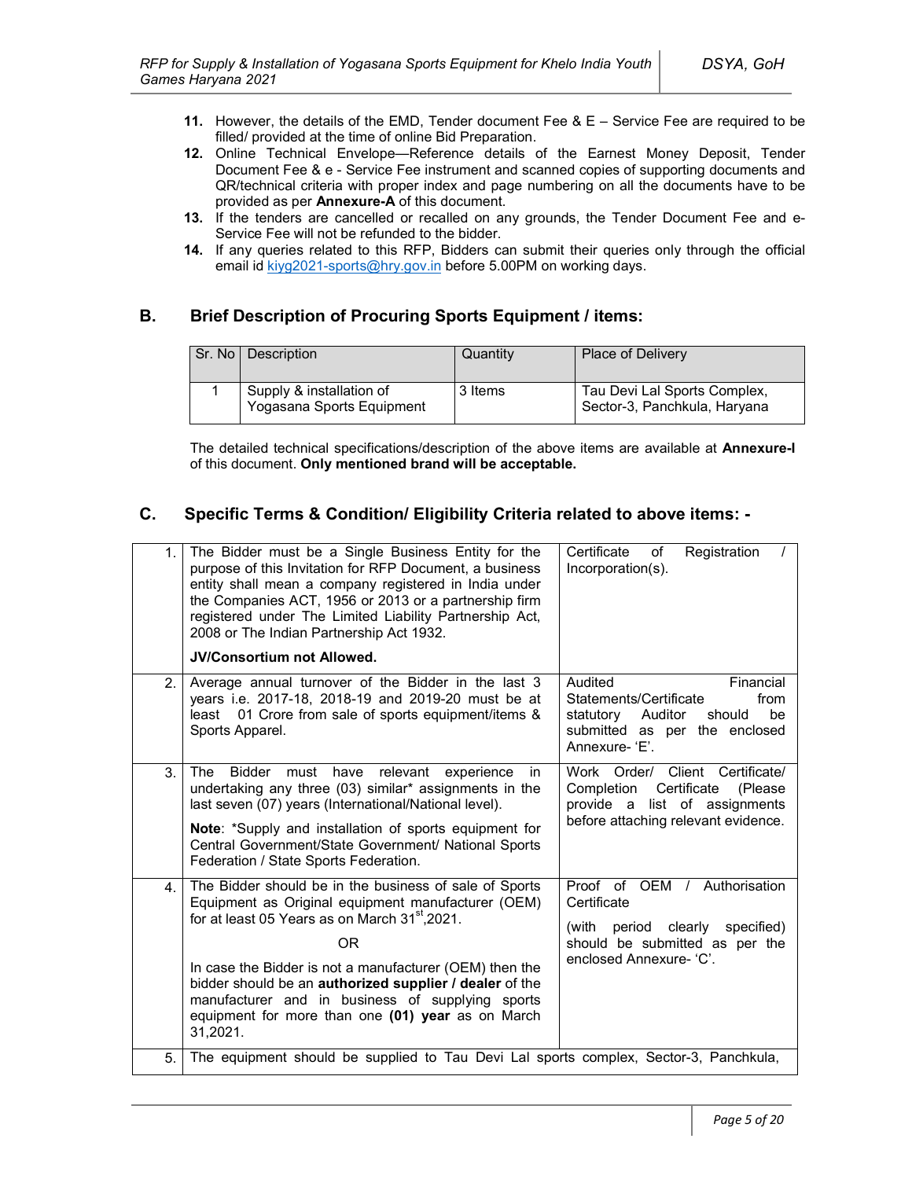11. However, the details of the EMD, Tender document Fee & E – Service Fee are required to be filled/ provided at the time of online Bid Preparation.
12. Online Technical Envelope—Reference details of the Earnest Money Deposit, Tender Document Fee & e - Service Fee instrument and scanned copies of supporting documents and QR/technical criteria with proper index and page numbering on all the documents have to be provided as per **Annexure-A** of this document.
13. If the tenders are cancelled or recalled on any grounds, the Tender Document Fee and e-Service Fee will not be refunded to the bidder.
14. If any queries related to this RFP, Bidders can submit their queries only through the official email id kiyg2021-sports@hry.gov.in before 5.00PM on working days.

## B. Brief Description of Procuring Sports Equipment / items:

| Sr. No | Description | Quantity | Place of Delivery |
|---|---|---|---|
| 1 | Supply & installation of Yogasana Sports Equipment | 3 Items | Tau Devi Lal Sports Complex, Sector-3, Panchkula, Haryana |

The detailed technical specifications/description of the above items are available at **Annexure-I** of this document. **Only mentioned brand will be acceptable.**

## C. Specific Terms & Condition/ Eligibility Criteria related to above items: -

| | | |
|---|---|---|
| 1. | The Bidder must be a Single Business Entity for the purpose of this Invitation for RFP Document, a business entity shall mean a company registered in India under the Companies ACT, 1956 or 2013 or a partnership firm registered under The Limited Liability Partnership Act, 2008 or The Indian Partnership Act 1932.<br><br>**JV/Consortium not Allowed.** | Certificate of Registration / Incorporation(s). |
| 2. | Average annual turnover of the Bidder in the last 3 years i.e. 2017-18, 2018-19 and 2019-20 must be at least 01 Crore from sale of sports equipment/items & Sports Apparel. | Audited Financial Statements/Certificate from statutory Auditor should be submitted as per the enclosed Annexure- 'E'. |
| 3. | The Bidder must have relevant experience in undertaking any three (03) similar* assignments in the last seven (07) years (International/National level).<br><br>**Note**: *Supply and installation of sports equipment for Central Government/State Government/ National Sports Federation / State Sports Federation. | Work Order/ Client Certificate/ Completion Certificate (Please provide a list of assignments before attaching relevant evidence. |
| 4. | The Bidder should be in the business of sale of Sports Equipment as Original equipment manufacturer (OEM) for at least 05 Years as on March 31st,2021.<br><br>OR<br><br>In case the Bidder is not a manufacturer (OEM) then the bidder should be an **authorized supplier / dealer** of the manufacturer and in business of supplying sports equipment for more than one **(01) year** as on March 31,2021. | Proof of OEM / Authorisation Certificate<br><br>(with period clearly specified) should be submitted as per the enclosed Annexure- 'C'. |
| 5. | The equipment should be supplied to Tau Devi Lal sports complex, Sector-3, Panchkula, | |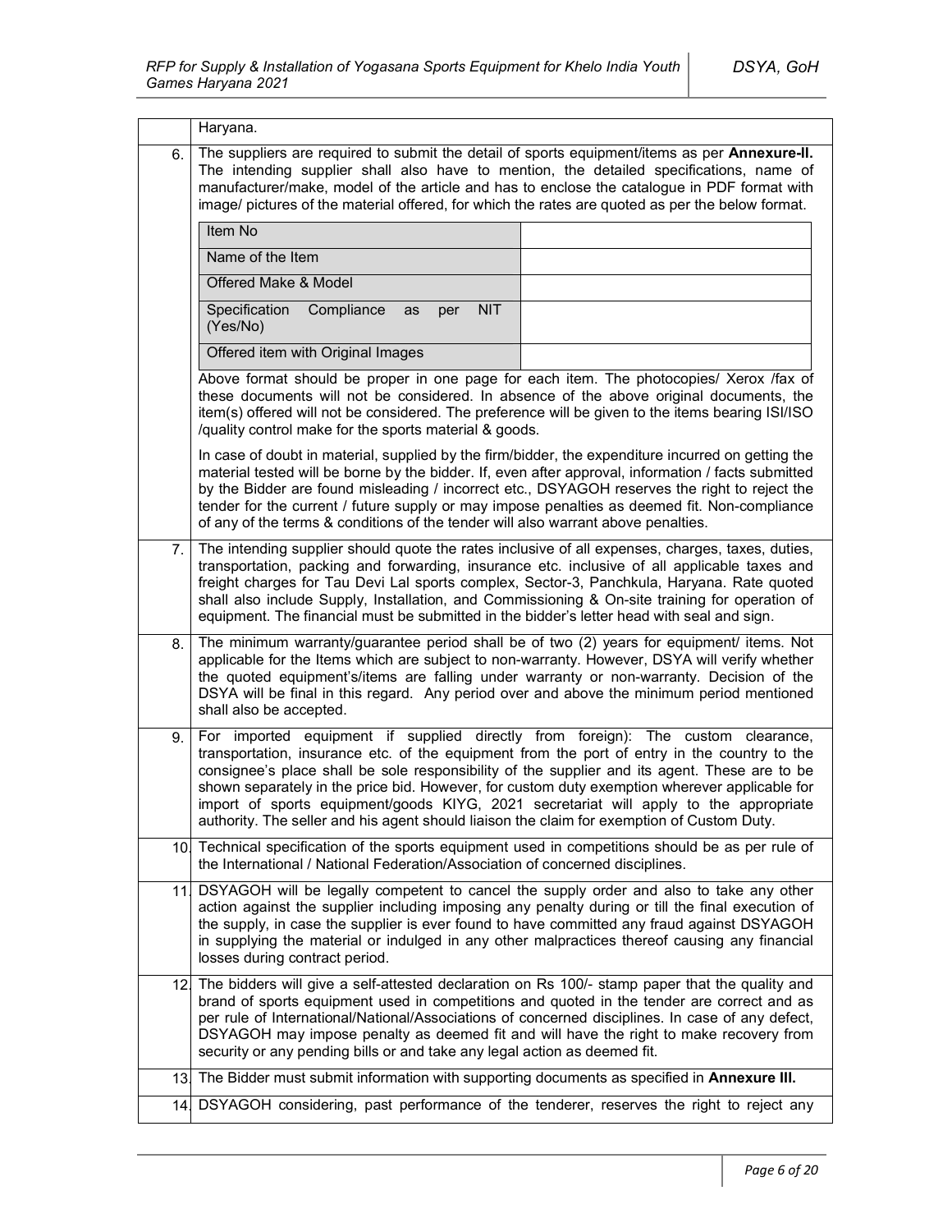Haryana.

6. The suppliers are required to submit the detail of sports equipment/items as per **Annexure-II.** The intending supplier shall also have to mention, the detailed specifications, name of manufacturer/make, model of the article and has to enclose the catalogue in PDF format with image/ pictures of the material offered, for which the rates are quoted as per the below format.

| Item No | |
|---|---|
| Name of the Item | |
| Offered Make & Model | |
| Specification Compliance as per NIT (Yes/No) | |
| Offered item with Original Images | |

Above format should be proper in one page for each item. The photocopies/ Xerox /fax of these documents will not be considered. In absence of the above original documents, the item(s) offered will not be considered. The preference will be given to the items bearing ISI/ISO /quality control make for the sports material & goods.

In case of doubt in material, supplied by the firm/bidder, the expenditure incurred on getting the material tested will be borne by the bidder. If, even after approval, information / facts submitted by the Bidder are found misleading / incorrect etc., DSYAGOH reserves the right to reject the tender for the current / future supply or may impose penalties as deemed fit. Non-compliance of any of the terms & conditions of the tender will also warrant above penalties.

7. The intending supplier should quote the rates inclusive of all expenses, charges, taxes, duties, transportation, packing and forwarding, insurance etc. inclusive of all applicable taxes and freight charges for Tau Devi Lal sports complex, Sector-3, Panchkula, Haryana. Rate quoted shall also include Supply, Installation, and Commissioning & On-site training for operation of equipment. The financial must be submitted in the bidder's letter head with seal and sign.

8. The minimum warranty/guarantee period shall be of two (2) years for equipment/ items. Not applicable for the Items which are subject to non-warranty. However, DSYA will verify whether the quoted equipment's/items are falling under warranty or non-warranty. Decision of the DSYA will be final in this regard. Any period over and above the minimum period mentioned shall also be accepted.

9. For imported equipment if supplied directly from foreign): The custom clearance, transportation, insurance etc. of the equipment from the port of entry in the country to the consignee's place shall be sole responsibility of the supplier and its agent. These are to be shown separately in the price bid. However, for custom duty exemption wherever applicable for import of sports equipment/goods KIYG, 2021 secretariat will apply to the appropriate authority. The seller and his agent should liaison the claim for exemption of Custom Duty.

10. Technical specification of the sports equipment used in competitions should be as per rule of the International / National Federation/Association of concerned disciplines.

11. DSYAGOH will be legally competent to cancel the supply order and also to take any other action against the supplier including imposing any penalty during or till the final execution of the supply, in case the supplier is ever found to have committed any fraud against DSYAGOH in supplying the material or indulged in any other malpractices thereof causing any financial losses during contract period.

12. The bidders will give a self-attested declaration on Rs 100/- stamp paper that the quality and brand of sports equipment used in competitions and quoted in the tender are correct and as per rule of International/National/Associations of concerned disciplines. In case of any defect, DSYAGOH may impose penalty as deemed fit and will have the right to make recovery from security or any pending bills or and take any legal action as deemed fit.

13. The Bidder must submit information with supporting documents as specified in **Annexure III.**

14. DSYAGOH considering, past performance of the tenderer, reserves the right to reject any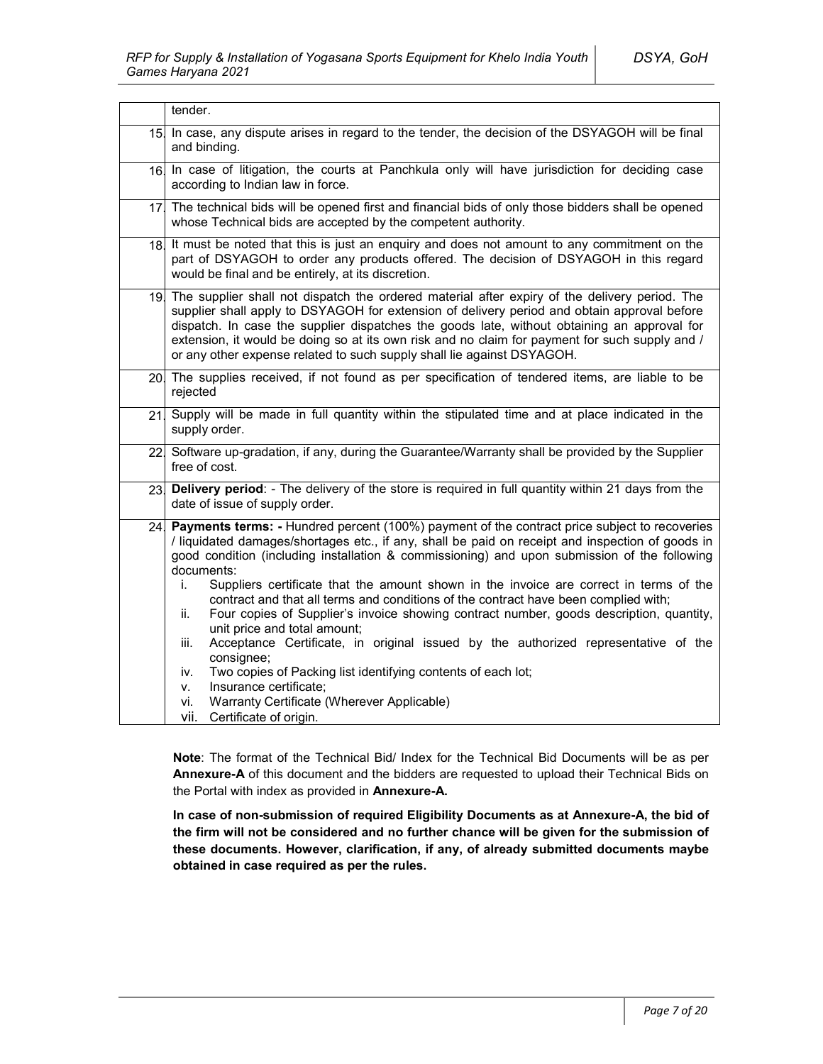| | |
|---|---|
| | tender. |
| 15. | In case, any dispute arises in regard to the tender, the decision of the DSYAGOH will be final and binding. |
| 16. | In case of litigation, the courts at Panchkula only will have jurisdiction for deciding case according to Indian law in force. |
| 17. | The technical bids will be opened first and financial bids of only those bidders shall be opened whose Technical bids are accepted by the competent authority. |
| 18. | It must be noted that this is just an enquiry and does not amount to any commitment on the part of DSYAGOH to order any products offered. The decision of DSYAGOH in this regard would be final and be entirely, at its discretion. |
| 19. | The supplier shall not dispatch the ordered material after expiry of the delivery period. The supplier shall apply to DSYAGOH for extension of delivery period and obtain approval before dispatch. In case the supplier dispatches the goods late, without obtaining an approval for extension, it would be doing so at its own risk and no claim for payment for such supply and / or any other expense related to such supply shall lie against DSYAGOH. |
| 20. | The supplies received, if not found as per specification of tendered items, are liable to be rejected |
| 21. | Supply will be made in full quantity within the stipulated time and at place indicated in the supply order. |
| 22. | Software up-gradation, if any, during the Guarantee/Warranty shall be provided by the Supplier free of cost. |
| 23. | **Delivery period**: - The delivery of the store is required in full quantity within 21 days from the date of issue of supply order. |
| 24. | **Payments terms: -** Hundred percent (100%) payment of the contract price subject to recoveries / liquidated damages/shortages etc., if any, shall be paid on receipt and inspection of goods in good condition (including installation & commissioning) and upon submission of the following documents:<br>i. Suppliers certificate that the amount shown in the invoice are correct in terms of the contract and that all terms and conditions of the contract have been complied with;<br>ii. Four copies of Supplier's invoice showing contract number, goods description, quantity, unit price and total amount;<br>iii. Acceptance Certificate, in original issued by the authorized representative of the consignee;<br>iv. Two copies of Packing list identifying contents of each lot;<br>v. Insurance certificate;<br>vi. Warranty Certificate (Wherever Applicable)<br>vii. Certificate of origin. |

**Note**: The format of the Technical Bid/ Index for the Technical Bid Documents will be as per **Annexure-A** of this document and the bidders are requested to upload their Technical Bids on the Portal with index as provided in **Annexure-A.**

**In case of non-submission of required Eligibility Documents as at Annexure-A, the bid of the firm will not be considered and no further chance will be given for the submission of these documents. However, clarification, if any, of already submitted documents maybe obtained in case required as per the rules.**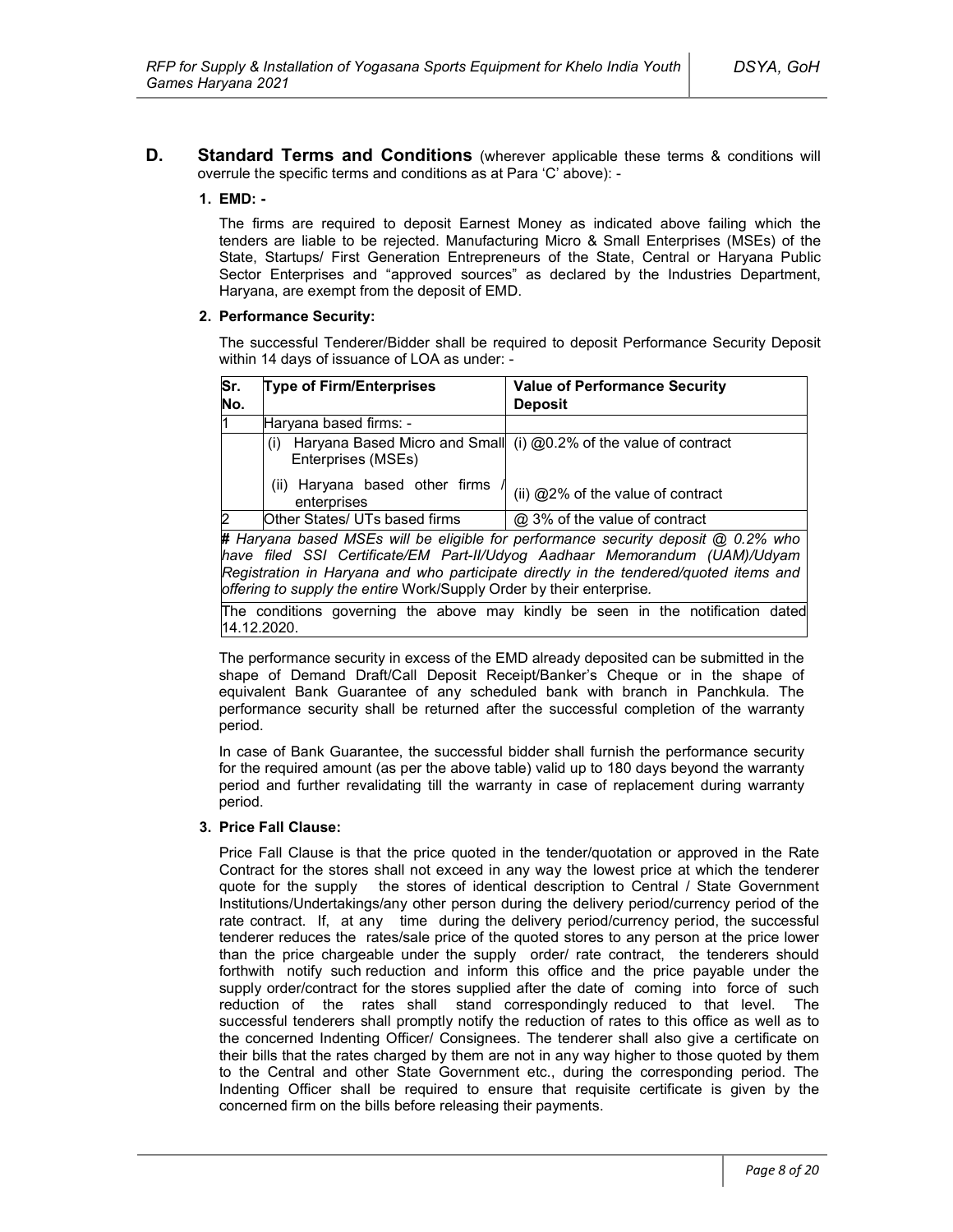**D. Standard Terms and Conditions** (wherever applicable these terms & conditions will overrule the specific terms and conditions as at Para 'C' above): -

**1. EMD: -**

The firms are required to deposit Earnest Money as indicated above failing which the tenders are liable to be rejected. Manufacturing Micro & Small Enterprises (MSEs) of the State, Startups/ First Generation Entrepreneurs of the State, Central or Haryana Public Sector Enterprises and "approved sources" as declared by the Industries Department, Haryana, are exempt from the deposit of EMD.

**2. Performance Security:**

The successful Tenderer/Bidder shall be required to deposit Performance Security Deposit within 14 days of issuance of LOA as under: -

| Sr. No. | Type of Firm/Enterprises | Value of Performance Security Deposit |
|---|---|---|
| 1 | Haryana based firms: - | |
| | (i) Haryana Based Micro and Small Enterprises (MSEs) | (i) @0.2% of the value of contract |
| | (ii) Haryana based other firms / enterprises | (ii) @2% of the value of contract |
| 2 | Other States/ UTs based firms | @ 3% of the value of contract |

***#** Haryana based MSEs will be eligible for performance security deposit @ 0.2% who have filed SSI Certificate/EM Part-II/Udyog Aadhaar Memorandum (UAM)/Udyam Registration in Haryana and who participate directly in the tendered/quoted items and offering to supply the entire* Work/Supply Order by their enterprise*.*

The conditions governing the above may kindly be seen in the notification dated 14.12.2020.

The performance security in excess of the EMD already deposited can be submitted in the shape of Demand Draft/Call Deposit Receipt/Banker's Cheque or in the shape of equivalent Bank Guarantee of any scheduled bank with branch in Panchkula. The performance security shall be returned after the successful completion of the warranty period.

In case of Bank Guarantee, the successful bidder shall furnish the performance security for the required amount (as per the above table) valid up to 180 days beyond the warranty period and further revalidating till the warranty in case of replacement during warranty period.

**3. Price Fall Clause:**

Price Fall Clause is that the price quoted in the tender/quotation or approved in the Rate Contract for the stores shall not exceed in any way the lowest price at which the tenderer quote for the supply the stores of identical description to Central / State Government Institutions/Undertakings/any other person during the delivery period/currency period of the rate contract. If, at any time during the delivery period/currency period, the successful tenderer reduces the rates/sale price of the quoted stores to any person at the price lower than the price chargeable under the supply order/ rate contract, the tenderers should forthwith notify such reduction and inform this office and the price payable under the supply order/contract for the stores supplied after the date of coming into force of such reduction of the rates shall stand correspondingly reduced to that level. The successful tenderers shall promptly notify the reduction of rates to this office as well as to the concerned Indenting Officer/ Consignees. The tenderer shall also give a certificate on their bills that the rates charged by them are not in any way higher to those quoted by them to the Central and other State Government etc., during the corresponding period. The Indenting Officer shall be required to ensure that requisite certificate is given by the concerned firm on the bills before releasing their payments.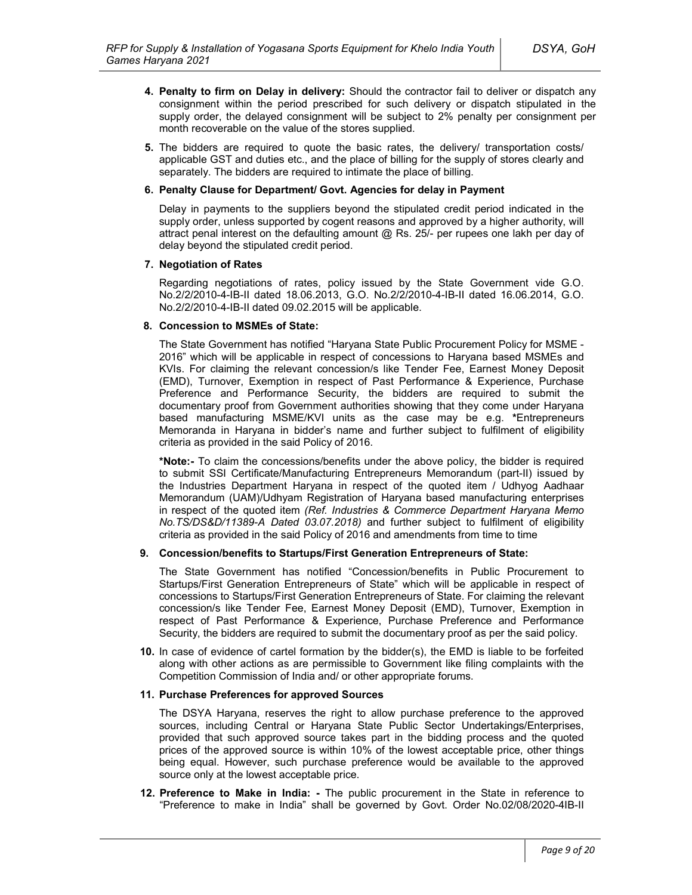4. **Penalty to firm on Delay in delivery:** Should the contractor fail to deliver or dispatch any consignment within the period prescribed for such delivery or dispatch stipulated in the supply order, the delayed consignment will be subject to 2% penalty per consignment per month recoverable on the value of the stores supplied.

5. The bidders are required to quote the basic rates, the delivery/ transportation costs/ applicable GST and duties etc., and the place of billing for the supply of stores clearly and separately. The bidders are required to intimate the place of billing.

6. **Penalty Clause for Department/ Govt. Agencies for delay in Payment**

   Delay in payments to the suppliers beyond the stipulated credit period indicated in the supply order, unless supported by cogent reasons and approved by a higher authority, will attract penal interest on the defaulting amount @ Rs. 25/- per rupees one lakh per day of delay beyond the stipulated credit period.

7. **Negotiation of Rates**

   Regarding negotiations of rates, policy issued by the State Government vide G.O. No.2/2/2010-4-IB-II dated 18.06.2013, G.O. No.2/2/2010-4-IB-II dated 16.06.2014, G.O. No.2/2/2010-4-IB-II dated 09.02.2015 will be applicable.

8. **Concession to MSMEs of State:**

   The State Government has notified "Haryana State Public Procurement Policy for MSME - 2016" which will be applicable in respect of concessions to Haryana based MSMEs and KVIs. For claiming the relevant concession/s like Tender Fee, Earnest Money Deposit (EMD), Turnover, Exemption in respect of Past Performance & Experience, Purchase Preference and Performance Security, the bidders are required to submit the documentary proof from Government authorities showing that they come under Haryana based manufacturing MSME/KVI units as the case may be e.g. **\***Entrepreneurs Memoranda in Haryana in bidder's name and further subject to fulfilment of eligibility criteria as provided in the said Policy of 2016.

   **\*Note:-** To claim the concessions/benefits under the above policy, the bidder is required to submit SSI Certificate/Manufacturing Entrepreneurs Memorandum (part-II) issued by the Industries Department Haryana in respect of the quoted item / Udhyog Aadhaar Memorandum (UAM)/Udhyam Registration of Haryana based manufacturing enterprises in respect of the quoted item *(Ref. Industries & Commerce Department Haryana Memo No.TS/DS&D/11389-A Dated 03.07.2018)* and further subject to fulfilment of eligibility criteria as provided in the said Policy of 2016 and amendments from time to time

9. **Concession/benefits to Startups/First Generation Entrepreneurs of State:**

   The State Government has notified "Concession/benefits in Public Procurement to Startups/First Generation Entrepreneurs of State" which will be applicable in respect of concessions to Startups/First Generation Entrepreneurs of State. For claiming the relevant concession/s like Tender Fee, Earnest Money Deposit (EMD), Turnover, Exemption in respect of Past Performance & Experience, Purchase Preference and Performance Security, the bidders are required to submit the documentary proof as per the said policy.

10. In case of evidence of cartel formation by the bidder(s), the EMD is liable to be forfeited along with other actions as are permissible to Government like filing complaints with the Competition Commission of India and/ or other appropriate forums.

11. **Purchase Preferences for approved Sources**

    The DSYA Haryana, reserves the right to allow purchase preference to the approved sources, including Central or Haryana State Public Sector Undertakings/Enterprises, provided that such approved source takes part in the bidding process and the quoted prices of the approved source is within 10% of the lowest acceptable price, other things being equal. However, such purchase preference would be available to the approved source only at the lowest acceptable price.

12. **Preference to Make in India: -** The public procurement in the State in reference to "Preference to make in India" shall be governed by Govt. Order No.02/08/2020-4IB-II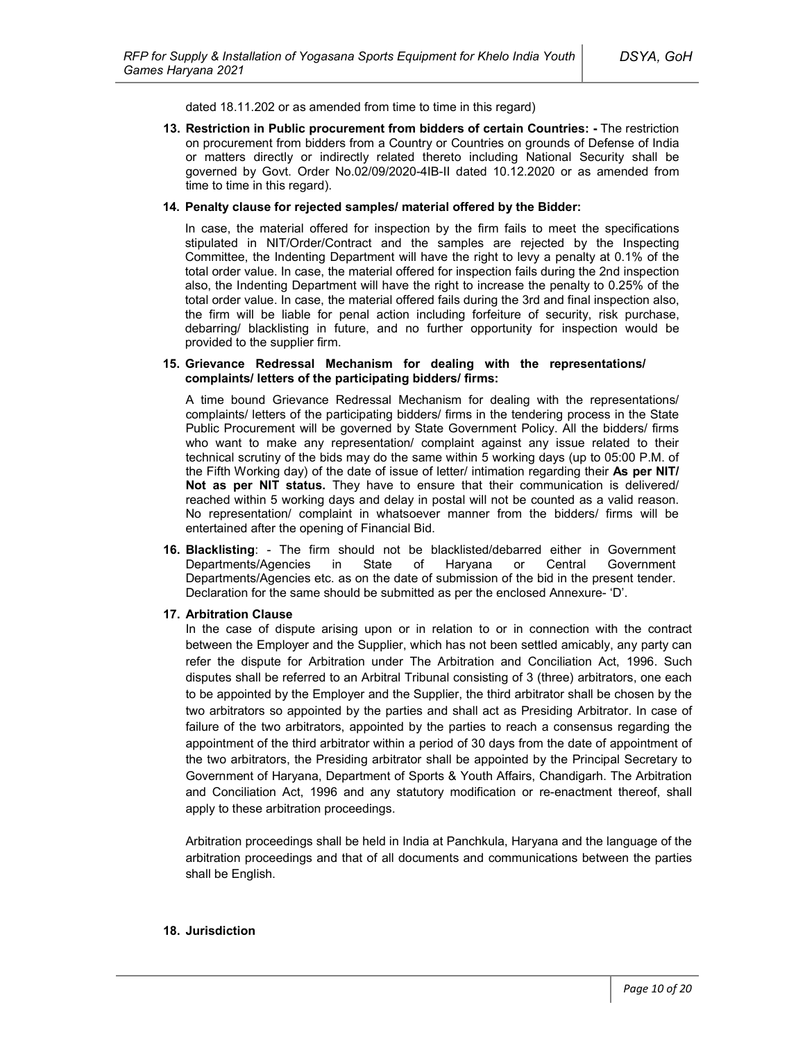dated 18.11.202 or as amended from time to time in this regard)

13. **Restriction in Public procurement from bidders of certain Countries: -** The restriction on procurement from bidders from a Country or Countries on grounds of Defense of India or matters directly or indirectly related thereto including National Security shall be governed by Govt. Order No.02/09/2020-4IB-II dated 10.12.2020 or as amended from time to time in this regard).

14. **Penalty clause for rejected samples/ material offered by the Bidder:**

    In case, the material offered for inspection by the firm fails to meet the specifications stipulated in NIT/Order/Contract and the samples are rejected by the Inspecting Committee, the Indenting Department will have the right to levy a penalty at 0.1% of the total order value. In case, the material offered for inspection fails during the 2nd inspection also, the Indenting Department will have the right to increase the penalty to 0.25% of the total order value. In case, the material offered fails during the 3rd and final inspection also, the firm will be liable for penal action including forfeiture of security, risk purchase, debarring/ blacklisting in future, and no further opportunity for inspection would be provided to the supplier firm.

15. **Grievance Redressal Mechanism for dealing with the representations/ complaints/ letters of the participating bidders/ firms:**

    A time bound Grievance Redressal Mechanism for dealing with the representations/ complaints/ letters of the participating bidders/ firms in the tendering process in the State Public Procurement will be governed by State Government Policy. All the bidders/ firms who want to make any representation/ complaint against any issue related to their technical scrutiny of the bids may do the same within 5 working days (up to 05:00 P.M. of the Fifth Working day) of the date of issue of letter/ intimation regarding their **As per NIT/ Not as per NIT status.** They have to ensure that their communication is delivered/ reached within 5 working days and delay in postal will not be counted as a valid reason. No representation/ complaint in whatsoever manner from the bidders/ firms will be entertained after the opening of Financial Bid.

16. **Blacklisting**: - The firm should not be blacklisted/debarred either in Government Departments/Agencies in State of Haryana or Central Government Departments/Agencies etc. as on the date of submission of the bid in the present tender. Declaration for the same should be submitted as per the enclosed Annexure- 'D'.

17. **Arbitration Clause**

    In the case of dispute arising upon or in relation to or in connection with the contract between the Employer and the Supplier, which has not been settled amicably, any party can refer the dispute for Arbitration under The Arbitration and Conciliation Act, 1996. Such disputes shall be referred to an Arbitral Tribunal consisting of 3 (three) arbitrators, one each to be appointed by the Employer and the Supplier, the third arbitrator shall be chosen by the two arbitrators so appointed by the parties and shall act as Presiding Arbitrator. In case of failure of the two arbitrators, appointed by the parties to reach a consensus regarding the appointment of the third arbitrator within a period of 30 days from the date of appointment of the two arbitrators, the Presiding arbitrator shall be appointed by the Principal Secretary to Government of Haryana, Department of Sports & Youth Affairs, Chandigarh. The Arbitration and Conciliation Act, 1996 and any statutory modification or re-enactment thereof, shall apply to these arbitration proceedings.

    Arbitration proceedings shall be held in India at Panchkula, Haryana and the language of the arbitration proceedings and that of all documents and communications between the parties shall be English.

18. **Jurisdiction**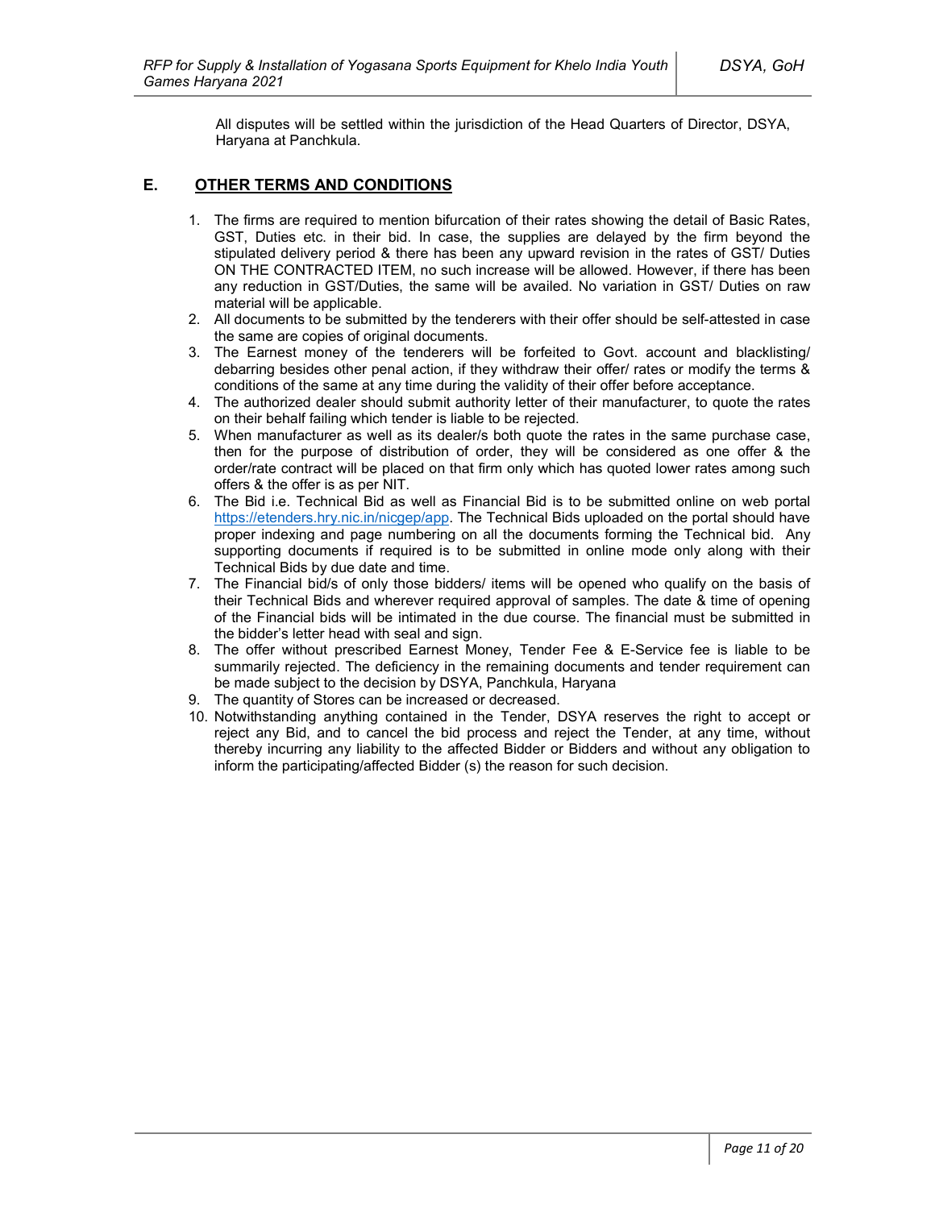All disputes will be settled within the jurisdiction of the Head Quarters of Director, DSYA, Haryana at Panchkula.

## E. OTHER TERMS AND CONDITIONS

1. The firms are required to mention bifurcation of their rates showing the detail of Basic Rates, GST, Duties etc. in their bid. In case, the supplies are delayed by the firm beyond the stipulated delivery period & there has been any upward revision in the rates of GST/ Duties ON THE CONTRACTED ITEM, no such increase will be allowed. However, if there has been any reduction in GST/Duties, the same will be availed. No variation in GST/ Duties on raw material will be applicable.
2. All documents to be submitted by the tenderers with their offer should be self-attested in case the same are copies of original documents.
3. The Earnest money of the tenderers will be forfeited to Govt. account and blacklisting/ debarring besides other penal action, if they withdraw their offer/ rates or modify the terms & conditions of the same at any time during the validity of their offer before acceptance.
4. The authorized dealer should submit authority letter of their manufacturer, to quote the rates on their behalf failing which tender is liable to be rejected.
5. When manufacturer as well as its dealer/s both quote the rates in the same purchase case, then for the purpose of distribution of order, they will be considered as one offer & the order/rate contract will be placed on that firm only which has quoted lower rates among such offers & the offer is as per NIT.
6. The Bid i.e. Technical Bid as well as Financial Bid is to be submitted online on web portal https://etenders.hry.nic.in/nicgep/app. The Technical Bids uploaded on the portal should have proper indexing and page numbering on all the documents forming the Technical bid. Any supporting documents if required is to be submitted in online mode only along with their Technical Bids by due date and time.
7. The Financial bid/s of only those bidders/ items will be opened who qualify on the basis of their Technical Bids and wherever required approval of samples. The date & time of opening of the Financial bids will be intimated in the due course. The financial must be submitted in the bidder's letter head with seal and sign.
8. The offer without prescribed Earnest Money, Tender Fee & E-Service fee is liable to be summarily rejected. The deficiency in the remaining documents and tender requirement can be made subject to the decision by DSYA, Panchkula, Haryana
9. The quantity of Stores can be increased or decreased.
10. Notwithstanding anything contained in the Tender, DSYA reserves the right to accept or reject any Bid, and to cancel the bid process and reject the Tender, at any time, without thereby incurring any liability to the affected Bidder or Bidders and without any obligation to inform the participating/affected Bidder (s) the reason for such decision.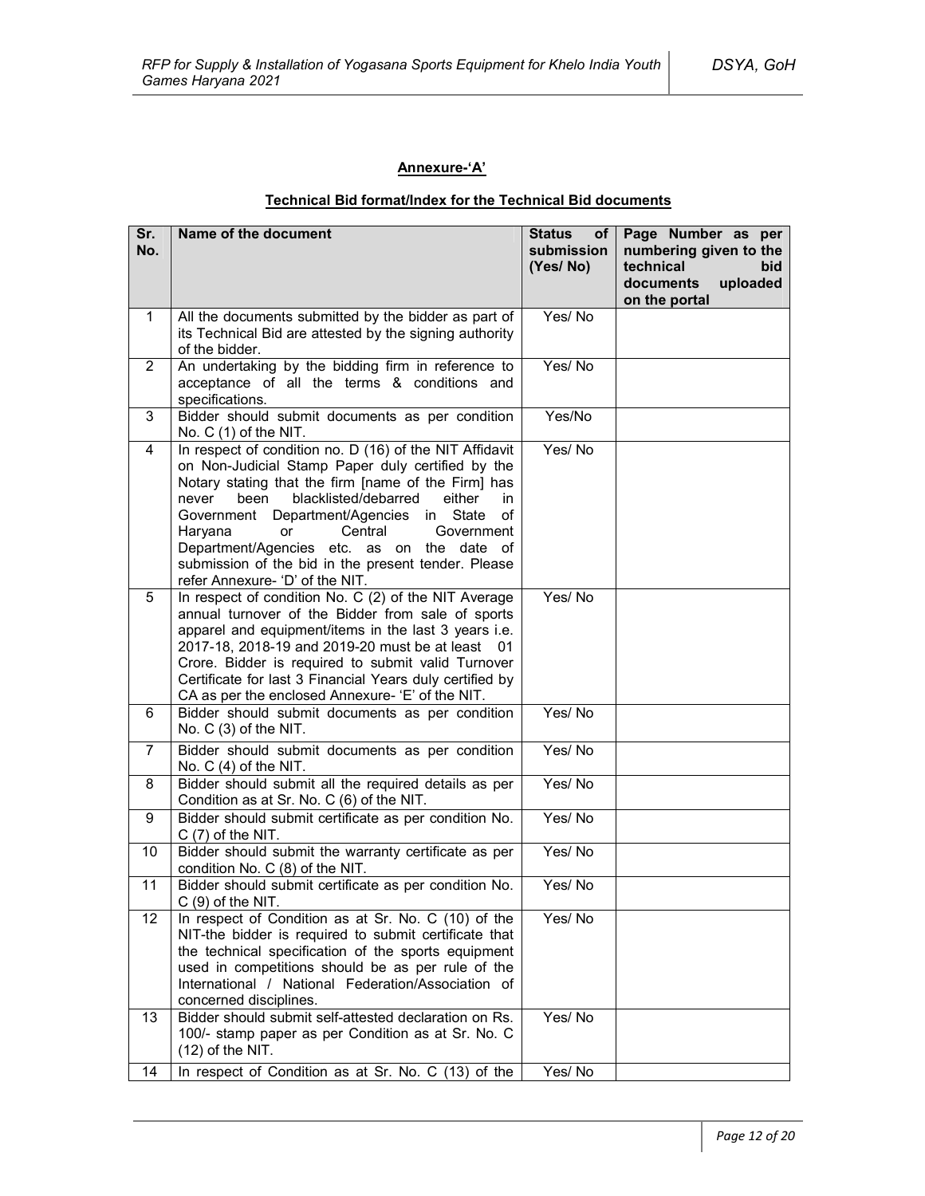**Annexure-'A'**

**Technical Bid format/Index for the Technical Bid documents**

| Sr. No. | Name of the document | Status of submission (Yes/ No) | Page Number as per numbering given to the technical bid documents uploaded on the portal |
|---|---|---|---|
| 1 | All the documents submitted by the bidder as part of its Technical Bid are attested by the signing authority of the bidder. | Yes/ No | |
| 2 | An undertaking by the bidding firm in reference to acceptance of all the terms & conditions and specifications. | Yes/ No | |
| 3 | Bidder should submit documents as per condition No. C (1) of the NIT. | Yes/No | |
| 4 | In respect of condition no. D (16) of the NIT Affidavit on Non-Judicial Stamp Paper duly certified by the Notary stating that the firm [name of the Firm] has never been blacklisted/debarred either in Government Department/Agencies in State of Haryana or Central Government Department/Agencies etc. as on the date of submission of the bid in the present tender. Please refer Annexure- 'D' of the NIT. | Yes/ No | |
| 5 | In respect of condition No. C (2) of the NIT Average annual turnover of the Bidder from sale of sports apparel and equipment/items in the last 3 years i.e. 2017-18, 2018-19 and 2019-20 must be at least 01 Crore. Bidder is required to submit valid Turnover Certificate for last 3 Financial Years duly certified by CA as per the enclosed Annexure- 'E' of the NIT. | Yes/ No | |
| 6 | Bidder should submit documents as per condition No. C (3) of the NIT. | Yes/ No | |
| 7 | Bidder should submit documents as per condition No. C (4) of the NIT. | Yes/ No | |
| 8 | Bidder should submit all the required details as per Condition as at Sr. No. C (6) of the NIT. | Yes/ No | |
| 9 | Bidder should submit certificate as per condition No. C (7) of the NIT. | Yes/ No | |
| 10 | Bidder should submit the warranty certificate as per condition No. C (8) of the NIT. | Yes/ No | |
| 11 | Bidder should submit certificate as per condition No. C (9) of the NIT. | Yes/ No | |
| 12 | In respect of Condition as at Sr. No. C (10) of the NIT-the bidder is required to submit certificate that the technical specification of the sports equipment used in competitions should be as per rule of the International / National Federation/Association of concerned disciplines. | Yes/ No | |
| 13 | Bidder should submit self-attested declaration on Rs. 100/- stamp paper as per Condition as at Sr. No. C (12) of the NIT. | Yes/ No | |
| 14 | In respect of Condition as at Sr. No. C (13) of the | Yes/ No | |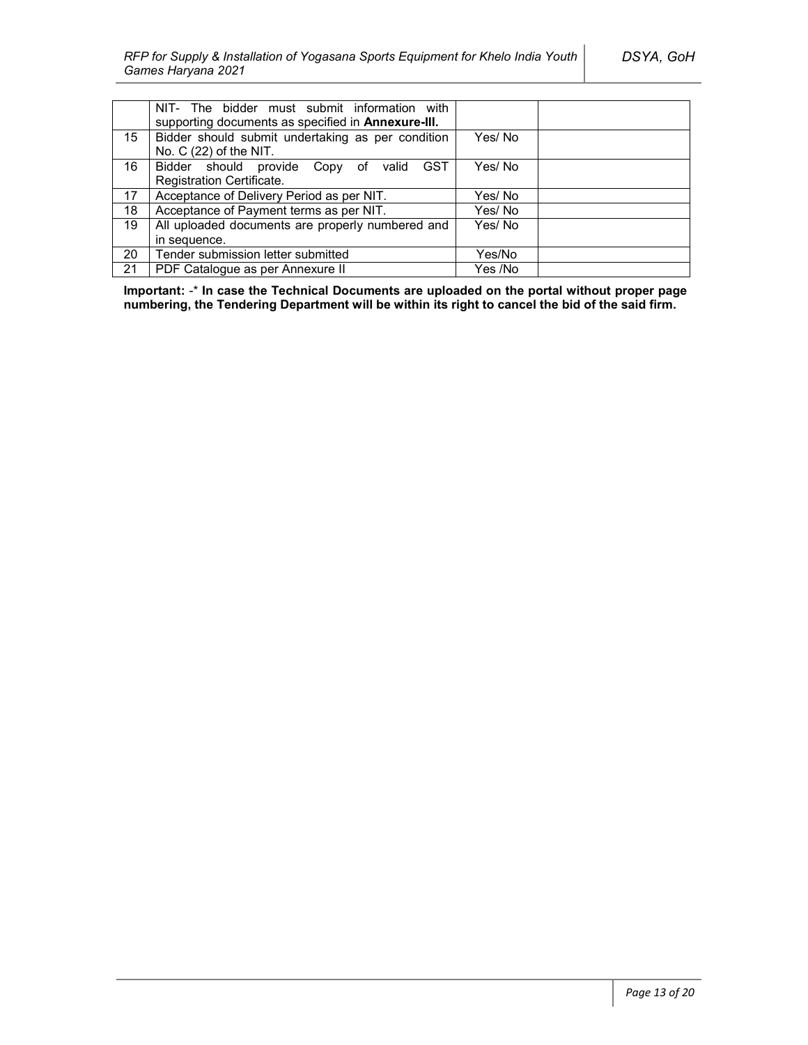|  | NIT- The bidder must submit information with supporting documents as specified in **Annexure-III.** |  |  |
|---|---|---|---|
| 15 | Bidder should submit undertaking as per condition No. C (22) of the NIT. | Yes/ No |  |
| 16 | Bidder should provide Copy of valid GST Registration Certificate. | Yes/ No |  |
| 17 | Acceptance of Delivery Period as per NIT. | Yes/ No |  |
| 18 | Acceptance of Payment terms as per NIT. | Yes/ No |  |
| 19 | All uploaded documents are properly numbered and in sequence. | Yes/ No |  |
| 20 | Tender submission letter submitted | Yes/No |  |
| 21 | PDF Catalogue as per Annexure II | Yes /No |  |

**Important:** -* **In case the Technical Documents are uploaded on the portal without proper page numbering, the Tendering Department will be within its right to cancel the bid of the said firm.**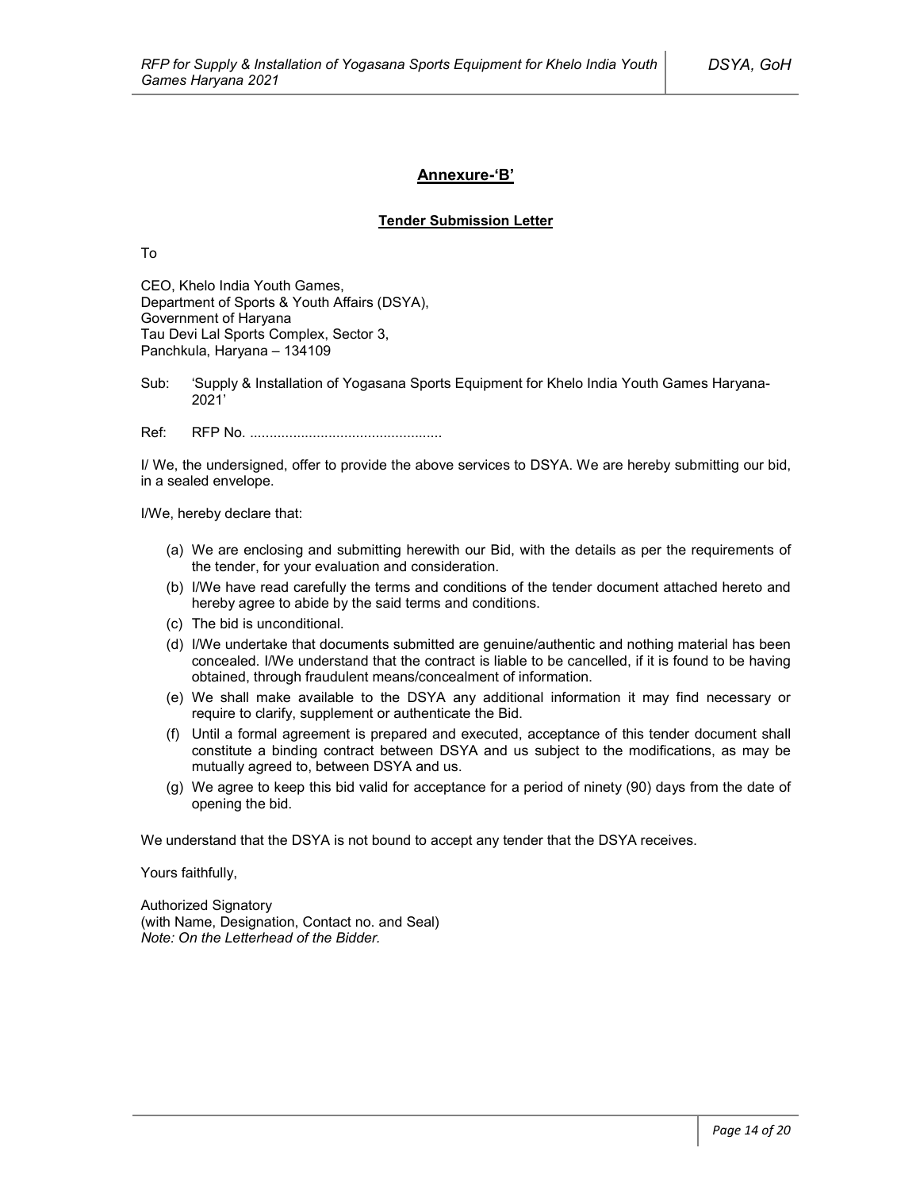## Annexure-'B'

### Tender Submission Letter

To

CEO, Khelo India Youth Games,
Department of Sports & Youth Affairs (DSYA),
Government of Haryana
Tau Devi Lal Sports Complex, Sector 3,
Panchkula, Haryana – 134109

Sub: 'Supply & Installation of Yogasana Sports Equipment for Khelo India Youth Games Haryana-2021'

Ref: RFP No. .................................................

I/ We, the undersigned, offer to provide the above services to DSYA. We are hereby submitting our bid, in a sealed envelope.

I/We, hereby declare that:

(a) We are enclosing and submitting herewith our Bid, with the details as per the requirements of the tender, for your evaluation and consideration.
(b) I/We have read carefully the terms and conditions of the tender document attached hereto and hereby agree to abide by the said terms and conditions.
(c) The bid is unconditional.
(d) I/We undertake that documents submitted are genuine/authentic and nothing material has been concealed. I/We understand that the contract is liable to be cancelled, if it is found to be having obtained, through fraudulent means/concealment of information.
(e) We shall make available to the DSYA any additional information it may find necessary or require to clarify, supplement or authenticate the Bid.
(f) Until a formal agreement is prepared and executed, acceptance of this tender document shall constitute a binding contract between DSYA and us subject to the modifications, as may be mutually agreed to, between DSYA and us.
(g) We agree to keep this bid valid for acceptance for a period of ninety (90) days from the date of opening the bid.

We understand that the DSYA is not bound to accept any tender that the DSYA receives.

Yours faithfully,

Authorized Signatory
(with Name, Designation, Contact no. and Seal)
*Note: On the Letterhead of the Bidder.*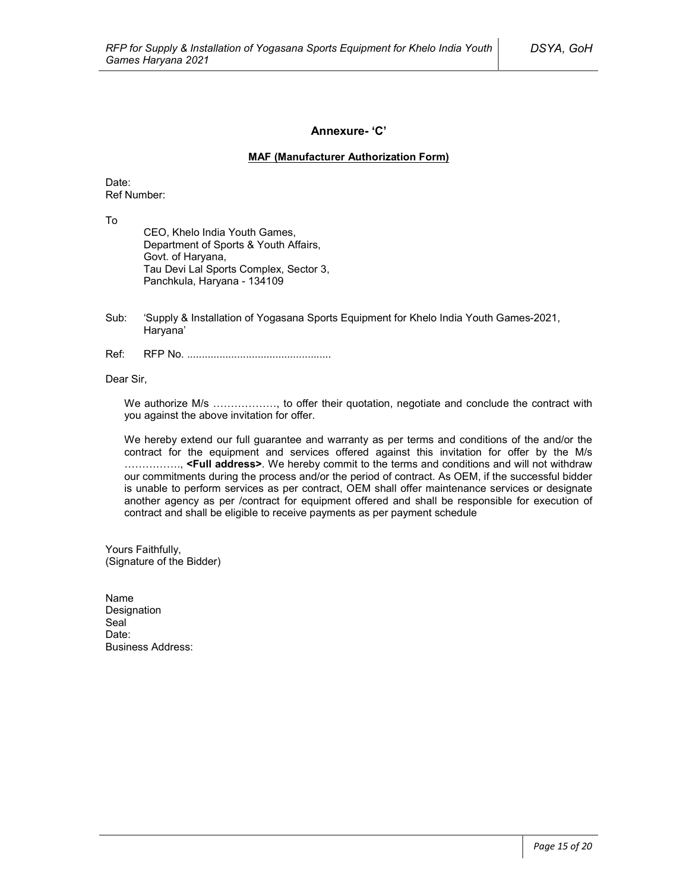## Annexure- 'C'

**MAF (Manufacturer Authorization Form)**

Date:
Ref Number:

To

CEO, Khelo India Youth Games,
Department of Sports & Youth Affairs,
Govt. of Haryana,
Tau Devi Lal Sports Complex, Sector 3,
Panchkula, Haryana - 134109

Sub: 'Supply & Installation of Yogasana Sports Equipment for Khelo India Youth Games-2021, Haryana'

Ref: RFP No. .................................................

Dear Sir,

We authorize M/s ………………, to offer their quotation, negotiate and conclude the contract with you against the above invitation for offer.

We hereby extend our full guarantee and warranty as per terms and conditions of the and/or the contract for the equipment and services offered against this invitation for offer by the M/s ……………., **<Full address>**. We hereby commit to the terms and conditions and will not withdraw our commitments during the process and/or the period of contract. As OEM, if the successful bidder is unable to perform services as per contract, OEM shall offer maintenance services or designate another agency as per /contract for equipment offered and shall be responsible for execution of contract and shall be eligible to receive payments as per payment schedule

Yours Faithfully,
(Signature of the Bidder)

Name
Designation
Seal
Date:
Business Address: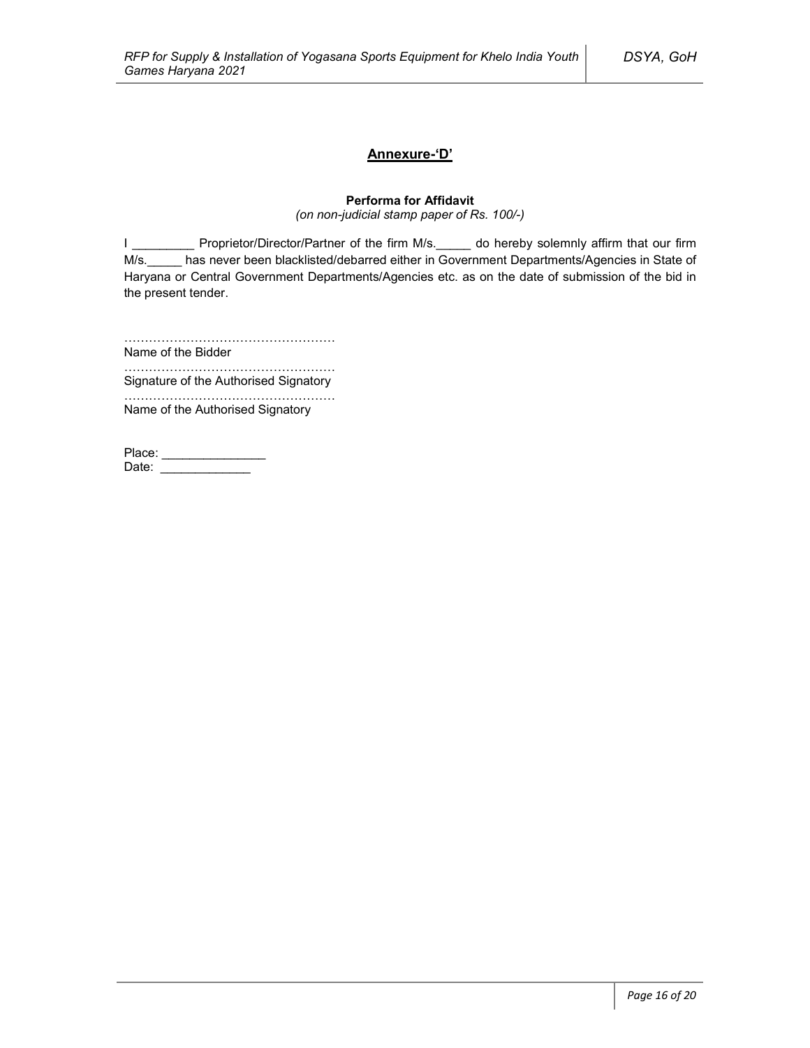## Annexure-'D'

**Performa for Affidavit**

*(on non-judicial stamp paper of Rs. 100/-)*

I _________ Proprietor/Director/Partner of the firm M/s._____ do hereby solemnly affirm that our firm M/s._____ has never been blacklisted/debarred either in Government Departments/Agencies in State of Haryana or Central Government Departments/Agencies etc. as on the date of submission of the bid in the present tender.

……………………………………………
Name of the Bidder

……………………………………………
Signature of the Authorised Signatory

……………………………………………
Name of the Authorised Signatory

Place: _______________
Date: _____________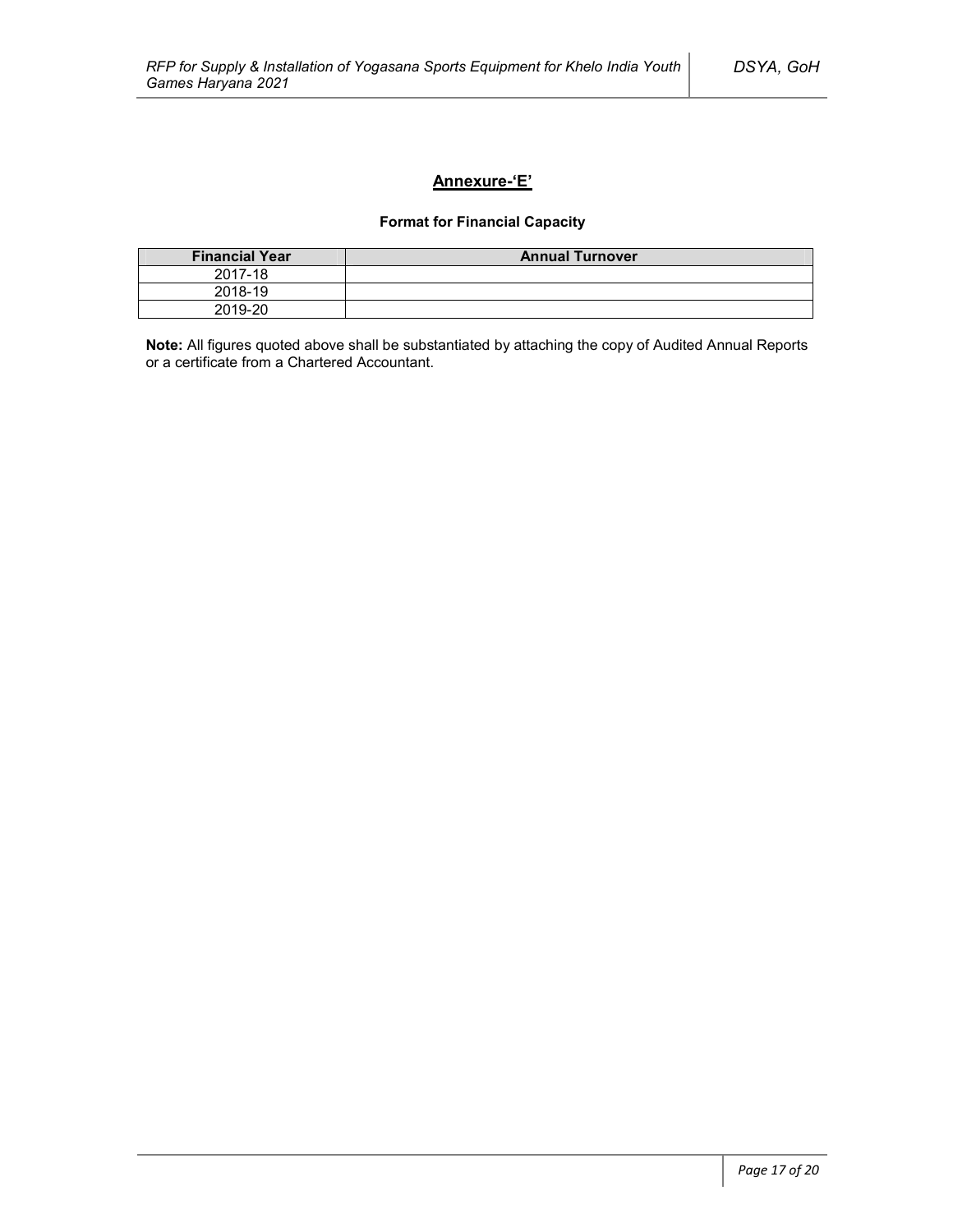## Annexure-'E'

**Format for Financial Capacity**

| Financial Year | Annual Turnover |
|---|---|
| 2017-18 | |
| 2018-19 | |
| 2019-20 | |

**Note:** All figures quoted above shall be substantiated by attaching the copy of Audited Annual Reports or a certificate from a Chartered Accountant.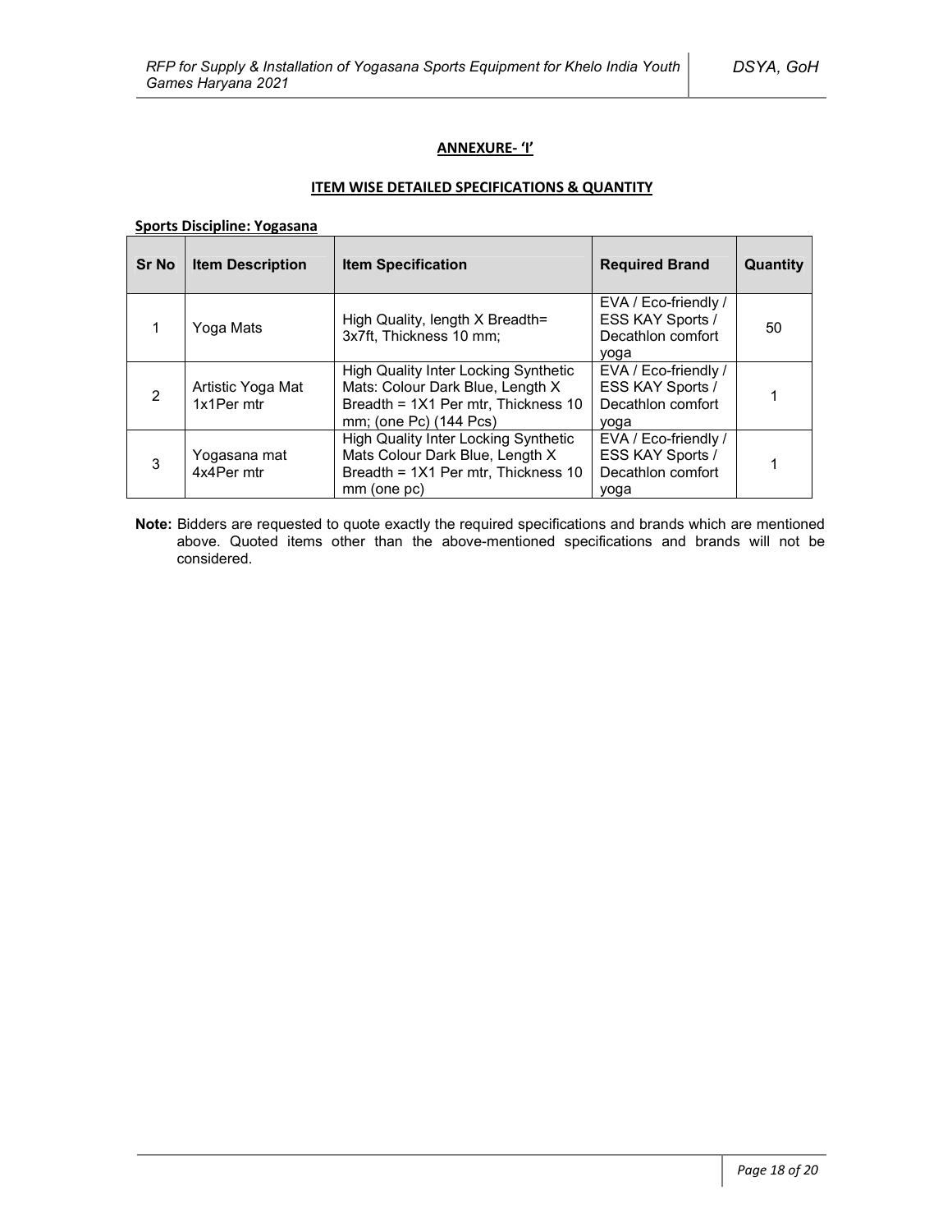## ANNEXURE- 'I'

### ITEM WISE DETAILED SPECIFICATIONS & QUANTITY

**Sports Discipline: Yogasana**

| Sr No | Item Description | Item Specification | Required Brand | Quantity |
|---|---|---|---|---|
| 1 | Yoga Mats | High Quality, length X Breadth= 3x7ft, Thickness 10 mm; | EVA / Eco-friendly / ESS KAY Sports / Decathlon comfort yoga | 50 |
| 2 | Artistic Yoga Mat 1x1Per mtr | High Quality Inter Locking Synthetic Mats: Colour Dark Blue, Length X Breadth = 1X1 Per mtr, Thickness 10 mm; (one Pc) (144 Pcs) | EVA / Eco-friendly / ESS KAY Sports / Decathlon comfort yoga | 1 |
| 3 | Yogasana mat 4x4Per mtr | High Quality Inter Locking Synthetic Mats Colour Dark Blue, Length X Breadth = 1X1 Per mtr, Thickness 10 mm (one pc) | EVA / Eco-friendly / ESS KAY Sports / Decathlon comfort yoga | 1 |

**Note:** Bidders are requested to quote exactly the required specifications and brands which are mentioned above. Quoted items other than the above-mentioned specifications and brands will not be considered.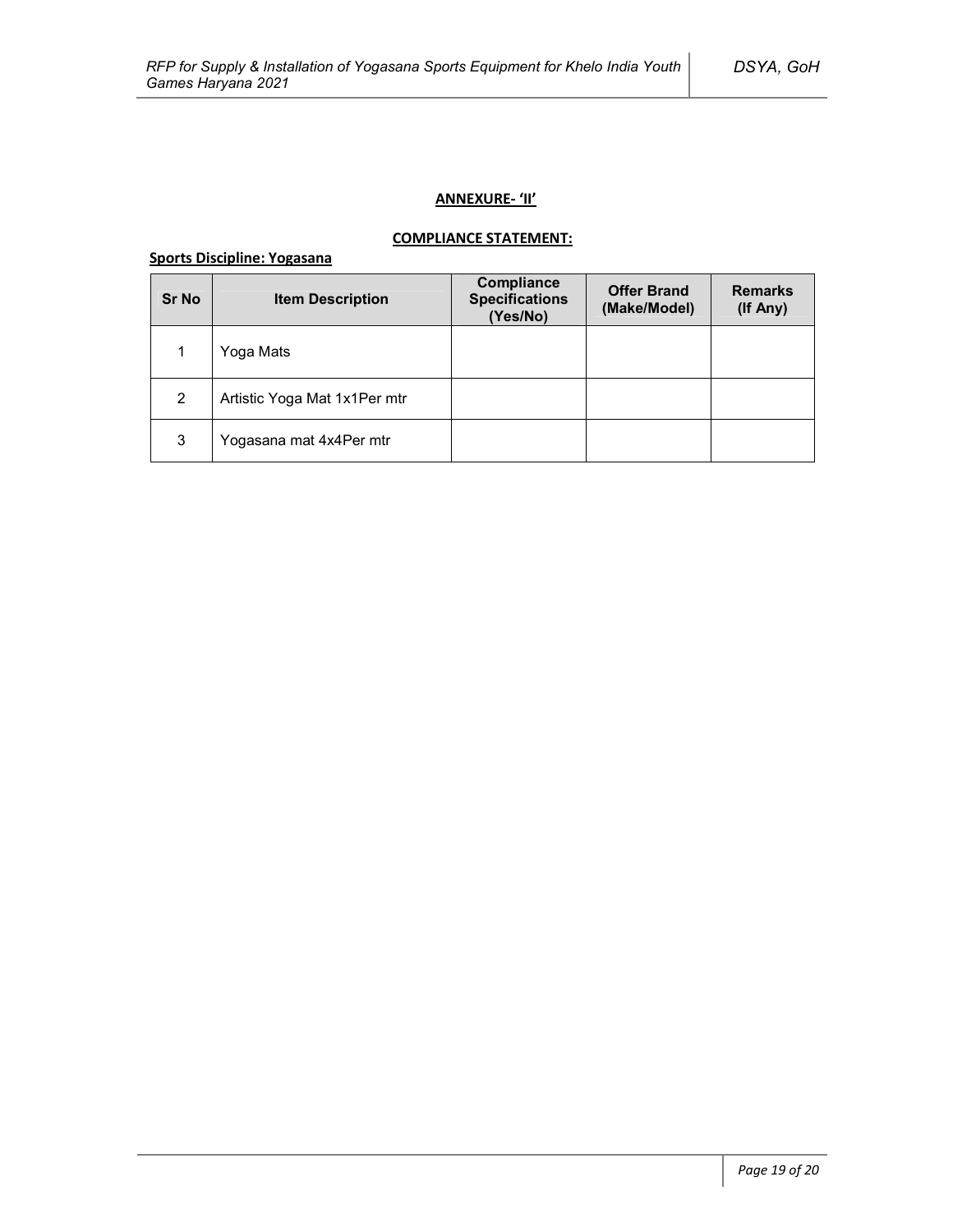**ANNEXURE- 'II'**

**COMPLIANCE STATEMENT:**

**Sports Discipline: Yogasana**

| Sr No | Item Description | Compliance Specifications (Yes/No) | Offer Brand (Make/Model) | Remarks (If Any) |
|---|---|---|---|---|
| 1 | Yoga Mats | | | |
| 2 | Artistic Yoga Mat 1x1Per mtr | | | |
| 3 | Yogasana mat 4x4Per mtr | | | |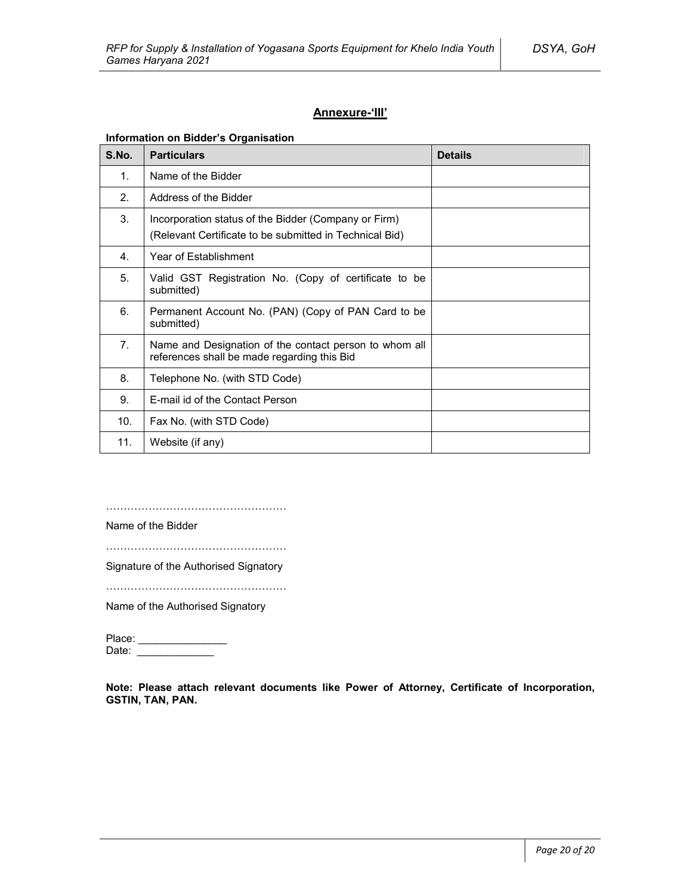## Annexure-'III'

**Information on Bidder's Organisation**

| S.No. | Particulars | Details |
|---|---|---|
| 1. | Name of the Bidder | |
| 2. | Address of the Bidder | |
| 3. | Incorporation status of the Bidder (Company or Firm) (Relevant Certificate to be submitted in Technical Bid) | |
| 4. | Year of Establishment | |
| 5. | Valid GST Registration No. (Copy of certificate to be submitted) | |
| 6. | Permanent Account No. (PAN) (Copy of PAN Card to be submitted) | |
| 7. | Name and Designation of the contact person to whom all references shall be made regarding this Bid | |
| 8. | Telephone No. (with STD Code) | |
| 9. | E-mail id of the Contact Person | |
| 10. | Fax No. (with STD Code) | |
| 11. | Website (if any) | |

……………………………………………

Name of the Bidder

……………………………………………

Signature of the Authorised Signatory

……………………………………………

Name of the Authorised Signatory

Place: _______________

Date: _____________

**Note: Please attach relevant documents like Power of Attorney, Certificate of Incorporation, GSTIN, TAN, PAN.**